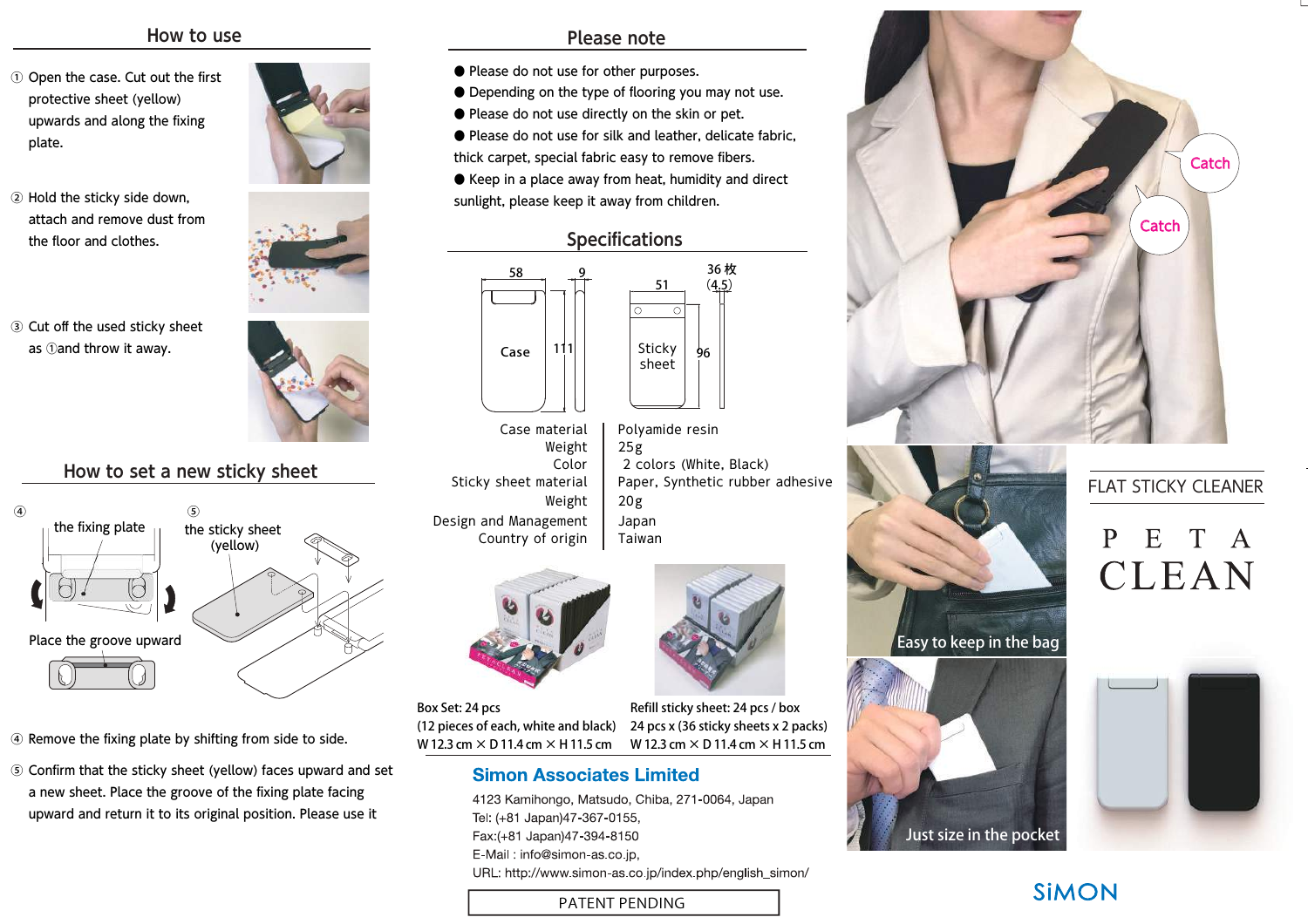## How to use

① Open the case. Cut out the first protective sheet (yellow) upwards and along the fixing plate.

② Hold the sticky side down, attach and remove dust from the floor and clothes.

③ Cut off the used sticky sheet as ①and throw it away.

## How to set a new sticky sheet

④ the fixing plate

Place the groove upward

⑤ the sticky sheet (yellow)

④ Remove the fixing plate by shifting from side to side.

⑤ Confirm that the sticky sheet (yellow) faces upward and set a new sheet. Place the groove of the fixing plate facing upward and return it to its original position. Please use it

## Please note

- Please do not use for other purposes.
- Depending on the type of flooring you may not use.
- Please do not use directly on the skin or pet.
- Please do not use for silk and leather, delicate fabric, thick carpet, special fabric easy to remove fibers.
- Keep in a place away from heat, humidity and direct sunlight, please keep it away from children.

## Specifications

Case: 58 × 111 × 9

Sticky sheet: 51 × 96, 36 枚 (4.5)

| | |
|---|---|
| Case material | Polyamide resin |
| Weight | 25g |
| Color | 2 colors (White, Black) |
| Sticky sheet material | Paper, Synthetic rubber adhesive |
| Weight | 20g |
| Design and Management | Japan |
| Country of origin | Taiwan |

Box Set: 24 pcs
(12 pieces of each, white and black)
W 12.3 cm × D 11.4 cm × H 11.5 cm

Refill sticky sheet: 24 pcs / box
24 pcs x (36 sticky sheets x 2 packs)
W 12.3 cm × D 11.4 cm × H 11.5 cm

**Simon Associates Limited**

4123 Kamihongo, Matsudo, Chiba, 271-0064, Japan
Tel: (+81 Japan)47-367-0155,
Fax:(+81 Japan)47-394-8150
E-Mail : info@simon-as.co.jp,
URL: http://www.simon-as.co.jp/index.php/english_simon/

PATENT PENDING

Catch

Catch

Easy to keep in the bag

Just size in the pocket

FLAT STICKY CLEANER

# PETA CLEAN

SiMON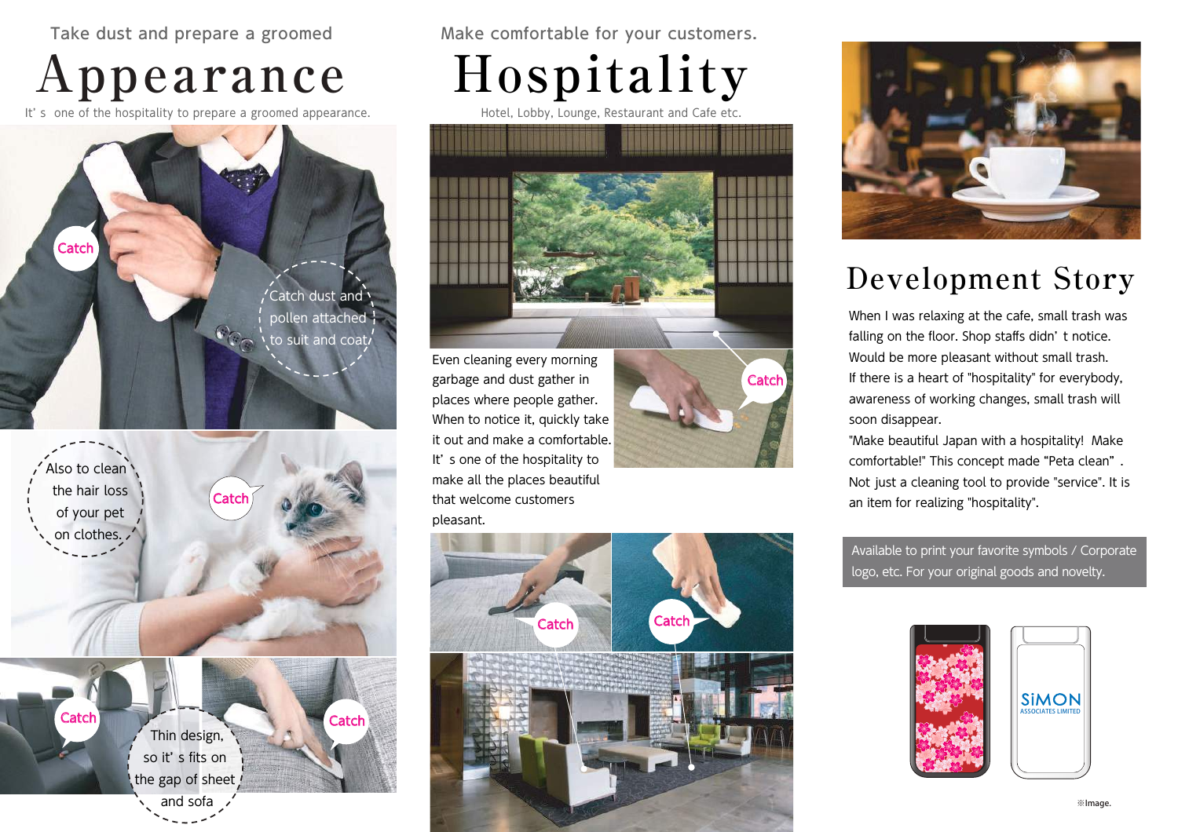Take dust and prepare a groomed

# Appearance

It' s one of the hospitality to prepare a groomed appearance.

Catch

Catch dust and pollen attached to suit and coat

Also to clean the hair loss of your pet on clothes.

Catch

Catch

Catch

Thin design, so it' s fits on the gap of sheet and sofa

Make comfortable for your customers.

# Hospitality

Hotel, Lobby, Lounge, Restaurant and Cafe etc.

Even cleaning every morning garbage and dust gather in places where people gather. When to notice it, quickly take it out and make a comfortable. It' s one of the hospitality to make all the places beautiful that welcome customers pleasant.

Catch

Catch

Catch

# Development Story

When I was relaxing at the cafe, small trash was falling on the floor. Shop staffs didn' t notice. Would be more pleasant without small trash.
If there is a heart of "hospitality" for everybody, awareness of working changes, small trash will soon disappear.
"Make beautiful Japan with a hospitality! Make comfortable!" This concept made "Peta clean" . Not just a cleaning tool to provide "service". It is an item for realizing "hospitality".

Available to print your favorite symbols / Corporate logo, etc. For your original goods and novelty.

SiMON ASSOCIATES LIMITED

※Image.